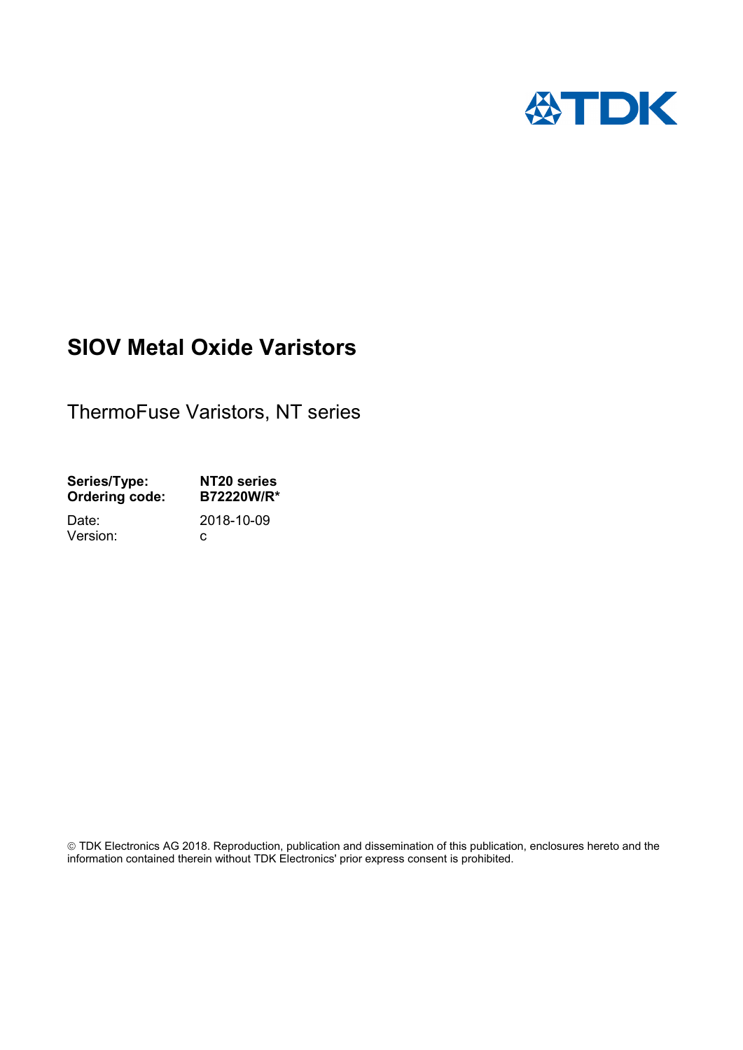# SIOV Metal Oxide Varistors

## ThermoFuse Varistors, NT series

| | |
|---|---|
| **Series/Type:** | **NT20 series** |
| **Ordering code:** | **B72220W/R*** |
| Date: | 2018-10-09 |
| Version: | c |

© TDK Electronics AG 2018. Reproduction, publication and dissemination of this publication, enclosures hereto and the information contained therein without TDK Electronics' prior express consent is prohibited.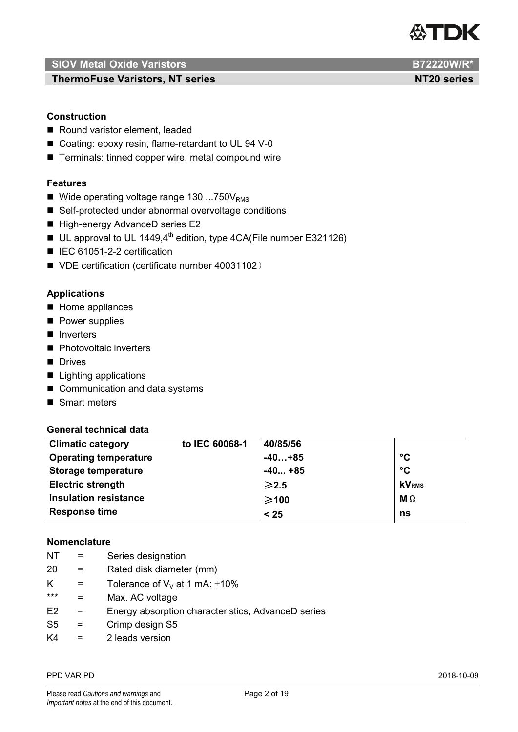**SIOV Metal Oxide Varistors** **B72220W/R***

**ThermoFuse Varistors, NT series** **NT20 series**

### Construction

- Round varistor element, leaded
- Coating: epoxy resin, flame-retardant to UL 94 V-0
- Terminals: tinned copper wire, metal compound wire

### Features

- Wide operating voltage range 130 ...750$V_{RMS}$
- Self-protected under abnormal overvoltage conditions
- High-energy AdvanceD series E2
- UL approval to UL 1449,4th edition, type 4CA(File number E321126)
- IEC 61051-2-2 certification
- VDE certification (certificate number 40031102）

### Applications

- Home appliances
- Power supplies
- Inverters
- Photovoltaic inverters
- Drives
- Lighting applications
- Communication and data systems
- Smart meters

### General technical data

| | | | |
|---|---|---|---|
| **Climatic category** | **to IEC 60068-1** | **40/85/56** | |
| **Operating temperature** | | **-40…+85** | **°C** |
| **Storage temperature** | | **-40... +85** | **°C** |
| **Electric strength** | | **⩾2.5** | **$kV_{RMS}$** |
| **Insulation resistance** | | **⩾100** | **MΩ** |
| **Response time** | | **< 25** | **ns** |

### Nomenclature

| | | |
|---|---|---|
| NT | = | Series designation |
| 20 | = | Rated disk diameter (mm) |
| K | = | Tolerance of $V_V$ at 1 mA: ±10% |
| *** | = | Max. AC voltage |
| E2 | = | Energy absorption characteristics, AdvanceD series |
| S5 | = | Crimp design S5 |
| K4 | = | 2 leads version |

PPD VAR PD 2018-10-09

Please read *Cautions and warnings* and *Important notes* at the end of this document.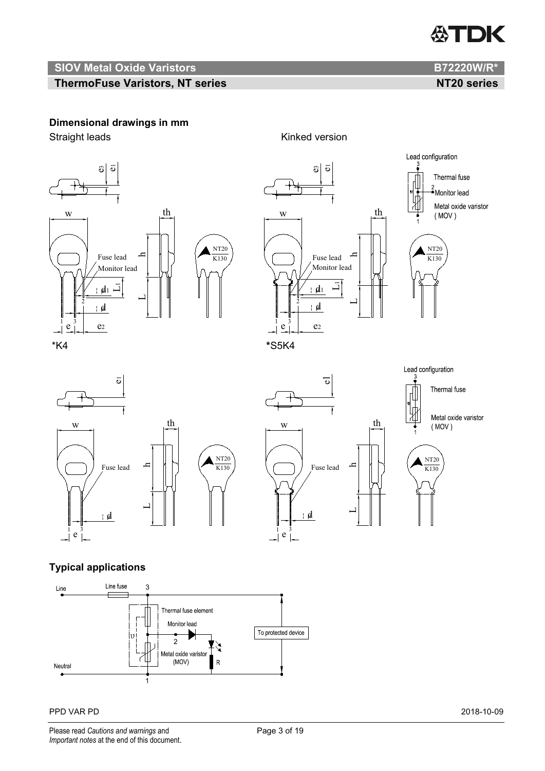## SIOV Metal Oxide Varistors — B72220W/R*

## ThermoFuse Varistors, NT series — NT20 series

### Dimensional drawings in mm

Straight leads

Kinked version

*K4

*S5K4

### Typical applications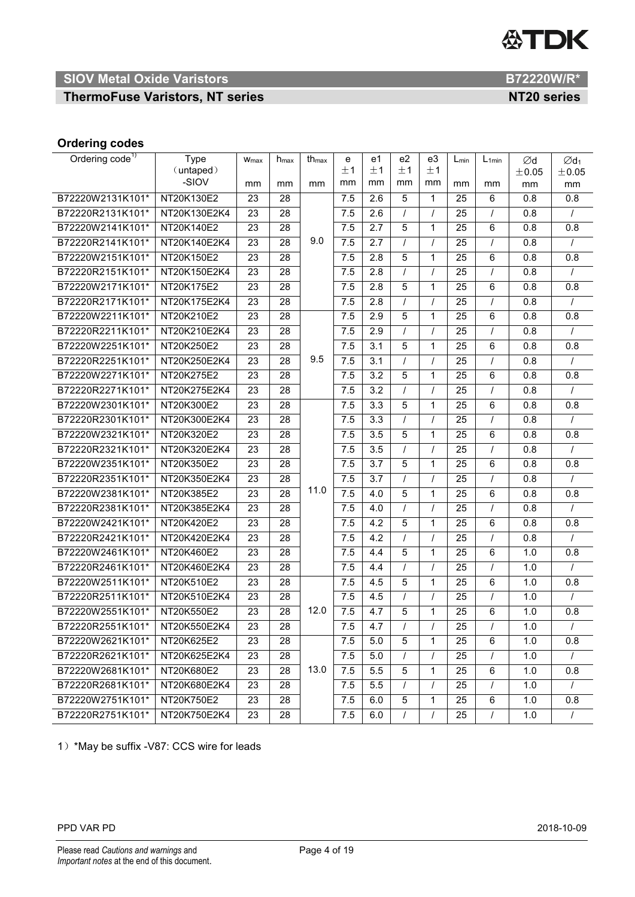## Ordering codes

| Ordering code[1)] | Type (untaped) -SIOV | $w_{max}$ mm | $h_{max}$ mm | $th_{max}$ mm | e ±1 mm | e1 ±1 mm | e2 ±1 mm | e3 ±1 mm | $L_{min}$ mm | $L_{1min}$ mm | Ød ±0.05 mm | Ø$d_1$ ±0.05 mm |
|---|---|---|---|---|---|---|---|---|---|---|---|---|
| B72220W2131K101* | NT20K130E2 | 23 | 28 | 9.0 | 7.5 | 2.6 | 5 | 1 | 25 | 6 | 0.8 | 0.8 |
| B72220R2131K101* | NT20K130E2K4 | 23 | 28 | | 7.5 | 2.6 | / | / | 25 | / | 0.8 | / |
| B72220W2141K101* | NT20K140E2 | 23 | 28 | | 7.5 | 2.7 | 5 | 1 | 25 | 6 | 0.8 | 0.8 |
| B72220R2141K101* | NT20K140E2K4 | 23 | 28 | | 7.5 | 2.7 | / | / | 25 | / | 0.8 | / |
| B72220W2151K101* | NT20K150E2 | 23 | 28 | | 7.5 | 2.8 | 5 | 1 | 25 | 6 | 0.8 | 0.8 |
| B72220R2151K101* | NT20K150E2K4 | 23 | 28 | | 7.5 | 2.8 | / | / | 25 | / | 0.8 | / |
| B72220W2171K101* | NT20K175E2 | 23 | 28 | | 7.5 | 2.8 | 5 | 1 | 25 | 6 | 0.8 | 0.8 |
| B72220R2171K101* | NT20K175E2K4 | 23 | 28 | | 7.5 | 2.8 | / | / | 25 | / | 0.8 | / |
| B72220W2211K101* | NT20K210E2 | 23 | 28 | 9.5 | 7.5 | 2.9 | 5 | 1 | 25 | 6 | 0.8 | 0.8 |
| B72220R2211K101* | NT20K210E2K4 | 23 | 28 | | 7.5 | 2.9 | / | / | 25 | / | 0.8 | / |
| B72220W2251K101* | NT20K250E2 | 23 | 28 | | 7.5 | 3.1 | 5 | 1 | 25 | 6 | 0.8 | 0.8 |
| B72220R2251K101* | NT20K250E2K4 | 23 | 28 | | 7.5 | 3.1 | / | / | 25 | / | 0.8 | / |
| B72220W2271K101* | NT20K275E2 | 23 | 28 | | 7.5 | 3.2 | 5 | 1 | 25 | 6 | 0.8 | 0.8 |
| B72220R2271K101* | NT20K275E2K4 | 23 | 28 | | 7.5 | 3.2 | / | / | 25 | / | 0.8 | / |
| B72220W2301K101* | NT20K300E2 | 23 | 28 | 11.0 | 7.5 | 3.3 | 5 | 1 | 25 | 6 | 0.8 | 0.8 |
| B72220R2301K101* | NT20K300E2K4 | 23 | 28 | | 7.5 | 3.3 | / | / | 25 | / | 0.8 | / |
| B72220W2321K101* | NT20K320E2 | 23 | 28 | | 7.5 | 3.5 | 5 | 1 | 25 | 6 | 0.8 | 0.8 |
| B72220R2321K101* | NT20K320E2K4 | 23 | 28 | | 7.5 | 3.5 | / | / | 25 | / | 0.8 | / |
| B72220W2351K101* | NT20K350E2 | 23 | 28 | | 7.5 | 3.7 | 5 | 1 | 25 | 6 | 0.8 | 0.8 |
| B72220R2351K101* | NT20K350E2K4 | 23 | 28 | | 7.5 | 3.7 | / | / | 25 | / | 0.8 | / |
| B72220W2381K101* | NT20K385E2 | 23 | 28 | | 7.5 | 4.0 | 5 | 1 | 25 | 6 | 0.8 | 0.8 |
| B72220R2381K101* | NT20K385E2K4 | 23 | 28 | | 7.5 | 4.0 | / | / | 25 | / | 0.8 | / |
| B72220W2421K101* | NT20K420E2 | 23 | 28 | | 7.5 | 4.2 | 5 | 1 | 25 | 6 | 0.8 | 0.8 |
| B72220R2421K101* | NT20K420E2K4 | 23 | 28 | | 7.5 | 4.2 | / | / | 25 | / | 0.8 | / |
| B72220W2461K101* | NT20K460E2 | 23 | 28 | | 7.5 | 4.4 | 5 | 1 | 25 | 6 | 1.0 | 0.8 |
| B72220R2461K101* | NT20K460E2K4 | 23 | 28 | | 7.5 | 4.4 | / | / | 25 | / | 1.0 | / |
| B72220W2511K101* | NT20K510E2 | 23 | 28 | 12.0 | 7.5 | 4.5 | 5 | 1 | 25 | 6 | 1.0 | 0.8 |
| B72220R2511K101* | NT20K510E2K4 | 23 | 28 | | 7.5 | 4.5 | / | / | 25 | / | 1.0 | / |
| B72220W2551K101* | NT20K550E2 | 23 | 28 | | 7.5 | 4.7 | 5 | 1 | 25 | 6 | 1.0 | 0.8 |
| B72220R2551K101* | NT20K550E2K4 | 23 | 28 | | 7.5 | 4.7 | / | / | 25 | / | 1.0 | / |
| B72220W2621K101* | NT20K625E2 | 23 | 28 | 13.0 | 7.5 | 5.0 | 5 | 1 | 25 | 6 | 1.0 | 0.8 |
| B72220R2621K101* | NT20K625E2K4 | 23 | 28 | | 7.5 | 5.0 | / | / | 25 | / | 1.0 | / |
| B72220W2681K101* | NT20K680E2 | 23 | 28 | | 7.5 | 5.5 | 5 | 1 | 25 | 6 | 1.0 | 0.8 |
| B72220R2681K101* | NT20K680E2K4 | 23 | 28 | | 7.5 | 5.5 | / | / | 25 | / | 1.0 | / |
| B72220W2751K101* | NT20K750E2 | 23 | 28 | | 7.5 | 6.0 | 5 | 1 | 25 | 6 | 1.0 | 0.8 |
| B72220R2751K101* | NT20K750E2K4 | 23 | 28 | | 7.5 | 6.0 | / | / | 25 | / | 1.0 | / |

1）*May be suffix -V87: CCS wire for leads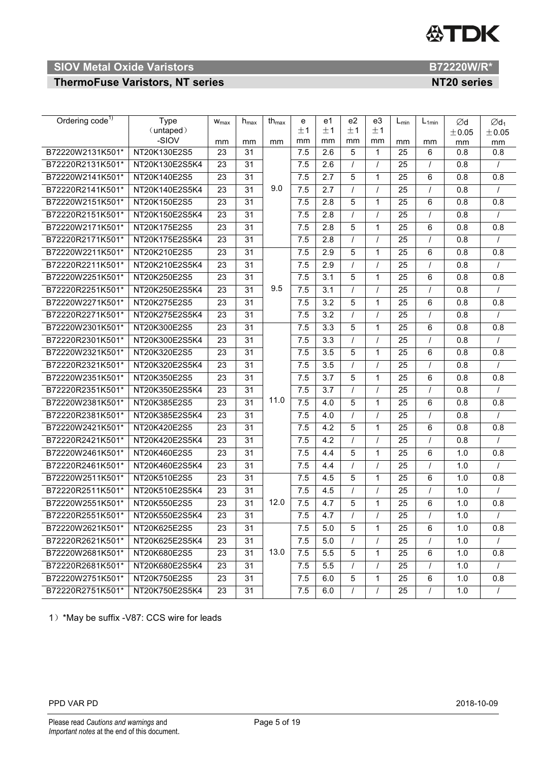## SIOV Metal Oxide Varistors — B72220W/R*

## ThermoFuse Varistors, NT series — NT20 series

| Ordering code[1] | Type (untaped) -SIOV | $w_{max}$ mm | $h_{max}$ mm | $th_{max}$ mm | e ±1 mm | e1 ±1 mm | e2 ±1 mm | e3 ±1 mm | $L_{min}$ mm | $L_{1min}$ mm | ∅d ±0.05 mm | $∅d_1$ ±0.05 mm |
|---|---|---|---|---|---|---|---|---|---|---|---|---|
| B72220W2131K501* | NT20K130E2S5 | 23 | 31 | 9.0 | 7.5 | 2.6 | 5 | 1 | 25 | 6 | 0.8 | 0.8 |
| B72220R2131K501* | NT20K130E2S5K4 | 23 | 31 | 9.0 | 7.5 | 2.6 | / | / | 25 | / | 0.8 | / |
| B72220W2141K501* | NT20K140E2S5 | 23 | 31 | 9.0 | 7.5 | 2.7 | 5 | 1 | 25 | 6 | 0.8 | 0.8 |
| B72220R2141K501* | NT20K140E2S5K4 | 23 | 31 | 9.0 | 7.5 | 2.7 | / | / | 25 | / | 0.8 | / |
| B72220W2151K501* | NT20K150E2S5 | 23 | 31 | 9.0 | 7.5 | 2.8 | 5 | 1 | 25 | 6 | 0.8 | 0.8 |
| B72220R2151K501* | NT20K150E2S5K4 | 23 | 31 | 9.0 | 7.5 | 2.8 | / | / | 25 | / | 0.8 | / |
| B72220W2171K501* | NT20K175E2S5 | 23 | 31 | 9.0 | 7.5 | 2.8 | 5 | 1 | 25 | 6 | 0.8 | 0.8 |
| B72220R2171K501* | NT20K175E2S5K4 | 23 | 31 | 9.0 | 7.5 | 2.8 | / | / | 25 | / | 0.8 | / |
| B72220W2211K501* | NT20K210E2S5 | 23 | 31 | 9.5 | 7.5 | 2.9 | 5 | 1 | 25 | 6 | 0.8 | 0.8 |
| B72220R2211K501* | NT20K210E2S5K4 | 23 | 31 | 9.5 | 7.5 | 2.9 | / | / | 25 | / | 0.8 | / |
| B72220W2251K501* | NT20K250E2S5 | 23 | 31 | 9.5 | 7.5 | 3.1 | 5 | 1 | 25 | 6 | 0.8 | 0.8 |
| B72220R2251K501* | NT20K250E2S5K4 | 23 | 31 | 9.5 | 7.5 | 3.1 | / | / | 25 | / | 0.8 | / |
| B72220W2271K501* | NT20K275E2S5 | 23 | 31 | 9.5 | 7.5 | 3.2 | 5 | 1 | 25 | 6 | 0.8 | 0.8 |
| B72220R2271K501* | NT20K275E2S5K4 | 23 | 31 | 9.5 | 7.5 | 3.2 | / | / | 25 | / | 0.8 | / |
| B72220W2301K501* | NT20K300E2S5 | 23 | 31 | 11.0 | 7.5 | 3.3 | 5 | 1 | 25 | 6 | 0.8 | 0.8 |
| B72220R2301K501* | NT20K300E2S5K4 | 23 | 31 | 11.0 | 7.5 | 3.3 | / | / | 25 | / | 0.8 | / |
| B72220W2321K501* | NT20K320E2S5 | 23 | 31 | 11.0 | 7.5 | 3.5 | 5 | 1 | 25 | 6 | 0.8 | 0.8 |
| B72220R2321K501* | NT20K320E2S5K4 | 23 | 31 | 11.0 | 7.5 | 3.5 | / | / | 25 | / | 0.8 | / |
| B72220W2351K501* | NT20K350E2S5 | 23 | 31 | 11.0 | 7.5 | 3.7 | 5 | 1 | 25 | 6 | 0.8 | 0.8 |
| B72220R2351K501* | NT20K350E2S5K4 | 23 | 31 | 11.0 | 7.5 | 3.7 | / | / | 25 | / | 0.8 | / |
| B72220W2381K501* | NT20K385E2S5 | 23 | 31 | 11.0 | 7.5 | 4.0 | 5 | 1 | 25 | 6 | 0.8 | 0.8 |
| B72220R2381K501* | NT20K385E2S5K4 | 23 | 31 | 11.0 | 7.5 | 4.0 | / | / | 25 | / | 0.8 | / |
| B72220W2421K501* | NT20K420E2S5 | 23 | 31 | 11.0 | 7.5 | 4.2 | 5 | 1 | 25 | 6 | 0.8 | 0.8 |
| B72220R2421K501* | NT20K420E2S5K4 | 23 | 31 | 11.0 | 7.5 | 4.2 | / | / | 25 | / | 0.8 | / |
| B72220W2461K501* | NT20K460E2S5 | 23 | 31 | 11.0 | 7.5 | 4.4 | 5 | 1 | 25 | 6 | 1.0 | 0.8 |
| B72220R2461K501* | NT20K460E2S5K4 | 23 | 31 | 11.0 | 7.5 | 4.4 | / | / | 25 | / | 1.0 | / |
| B72220W2511K501* | NT20K510E2S5 | 23 | 31 | 12.0 | 7.5 | 4.5 | 5 | 1 | 25 | 6 | 1.0 | 0.8 |
| B72220R2511K501* | NT20K510E2S5K4 | 23 | 31 | 12.0 | 7.5 | 4.5 | / | / | 25 | / | 1.0 | / |
| B72220W2551K501* | NT20K550E2S5 | 23 | 31 | 12.0 | 7.5 | 4.7 | 5 | 1 | 25 | 6 | 1.0 | 0.8 |
| B72220R2551K501* | NT20K550E2S5K4 | 23 | 31 | 12.0 | 7.5 | 4.7 | / | / | 25 | / | 1.0 | / |
| B72220W2621K501* | NT20K625E2S5 | 23 | 31 | 13.0 | 7.5 | 5.0 | 5 | 1 | 25 | 6 | 1.0 | 0.8 |
| B72220R2621K501* | NT20K625E2S5K4 | 23 | 31 | 13.0 | 7.5 | 5.0 | / | / | 25 | / | 1.0 | / |
| B72220W2681K501* | NT20K680E2S5 | 23 | 31 | 13.0 | 7.5 | 5.5 | 5 | 1 | 25 | 6 | 1.0 | 0.8 |
| B72220R2681K501* | NT20K680E2S5K4 | 23 | 31 | 13.0 | 7.5 | 5.5 | / | / | 25 | / | 1.0 | / |
| B72220W2751K501* | NT20K750E2S5 | 23 | 31 | 13.0 | 7.5 | 6.0 | 5 | 1 | 25 | 6 | 1.0 | 0.8 |
| B72220R2751K501* | NT20K750E2S5K4 | 23 | 31 | 13.0 | 7.5 | 6.0 | / | / | 25 | / | 1.0 | / |

1）*May be suffix -V87: CCS wire for leads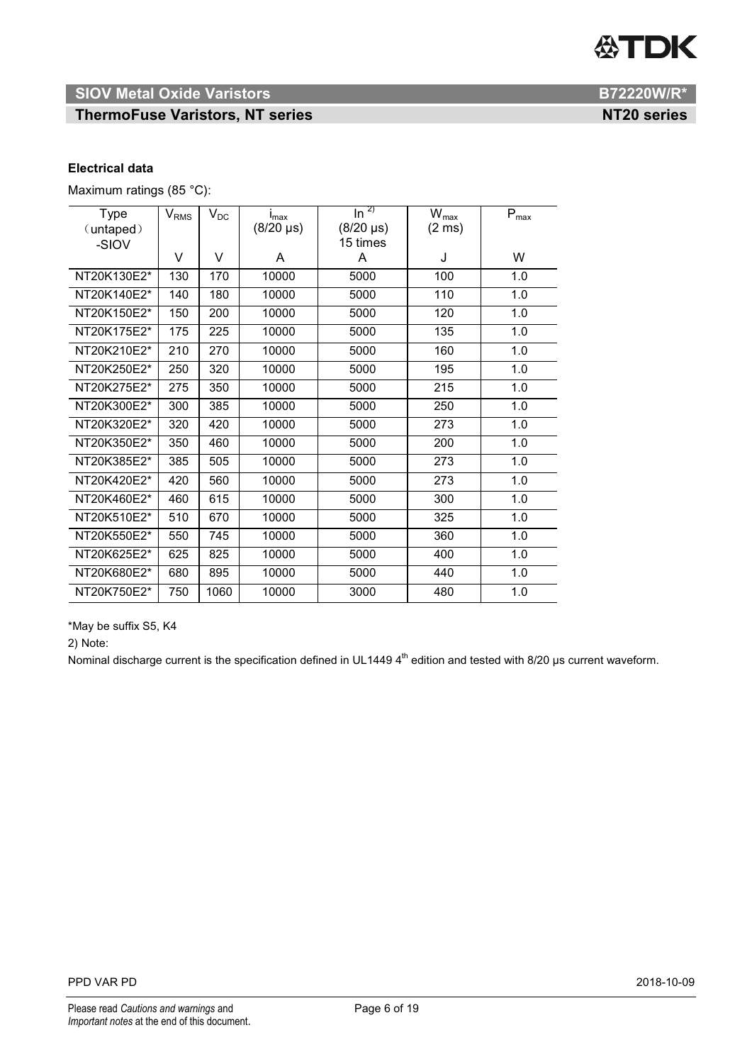## SIOV Metal Oxide Varistors — B72220W/R*

## ThermoFuse Varistors, NT series — NT20 series

**Electrical data**

Maximum ratings (85 °C):

| Type （untaped） -SIOV | $V_{RMS}$ | $V_{DC}$ | $i_{max}$ (8/20 µs) | In [2] (8/20 µs) 15 times | $W_{max}$ (2 ms) | $P_{max}$ |
|---|---|---|---|---|---|---|
| | V | V | A | A | J | W |
| NT20K130E2* | 130 | 170 | 10000 | 5000 | 100 | 1.0 |
| NT20K140E2* | 140 | 180 | 10000 | 5000 | 110 | 1.0 |
| NT20K150E2* | 150 | 200 | 10000 | 5000 | 120 | 1.0 |
| NT20K175E2* | 175 | 225 | 10000 | 5000 | 135 | 1.0 |
| NT20K210E2* | 210 | 270 | 10000 | 5000 | 160 | 1.0 |
| NT20K250E2* | 250 | 320 | 10000 | 5000 | 195 | 1.0 |
| NT20K275E2* | 275 | 350 | 10000 | 5000 | 215 | 1.0 |
| NT20K300E2* | 300 | 385 | 10000 | 5000 | 250 | 1.0 |
| NT20K320E2* | 320 | 420 | 10000 | 5000 | 273 | 1.0 |
| NT20K350E2* | 350 | 460 | 10000 | 5000 | 200 | 1.0 |
| NT20K385E2* | 385 | 505 | 10000 | 5000 | 273 | 1.0 |
| NT20K420E2* | 420 | 560 | 10000 | 5000 | 273 | 1.0 |
| NT20K460E2* | 460 | 615 | 10000 | 5000 | 300 | 1.0 |
| NT20K510E2* | 510 | 670 | 10000 | 5000 | 325 | 1.0 |
| NT20K550E2* | 550 | 745 | 10000 | 5000 | 360 | 1.0 |
| NT20K625E2* | 625 | 825 | 10000 | 5000 | 400 | 1.0 |
| NT20K680E2* | 680 | 895 | 10000 | 5000 | 440 | 1.0 |
| NT20K750E2* | 750 | 1060 | 10000 | 3000 | 480 | 1.0 |

*May be suffix S5, K4

2) Note:

Nominal discharge current is the specification defined in UL1449 4th edition and tested with 8/20 µs current waveform.

PPD VAR PD 2018-10-09

Please read *Cautions and warnings* and *Important notes* at the end of this document.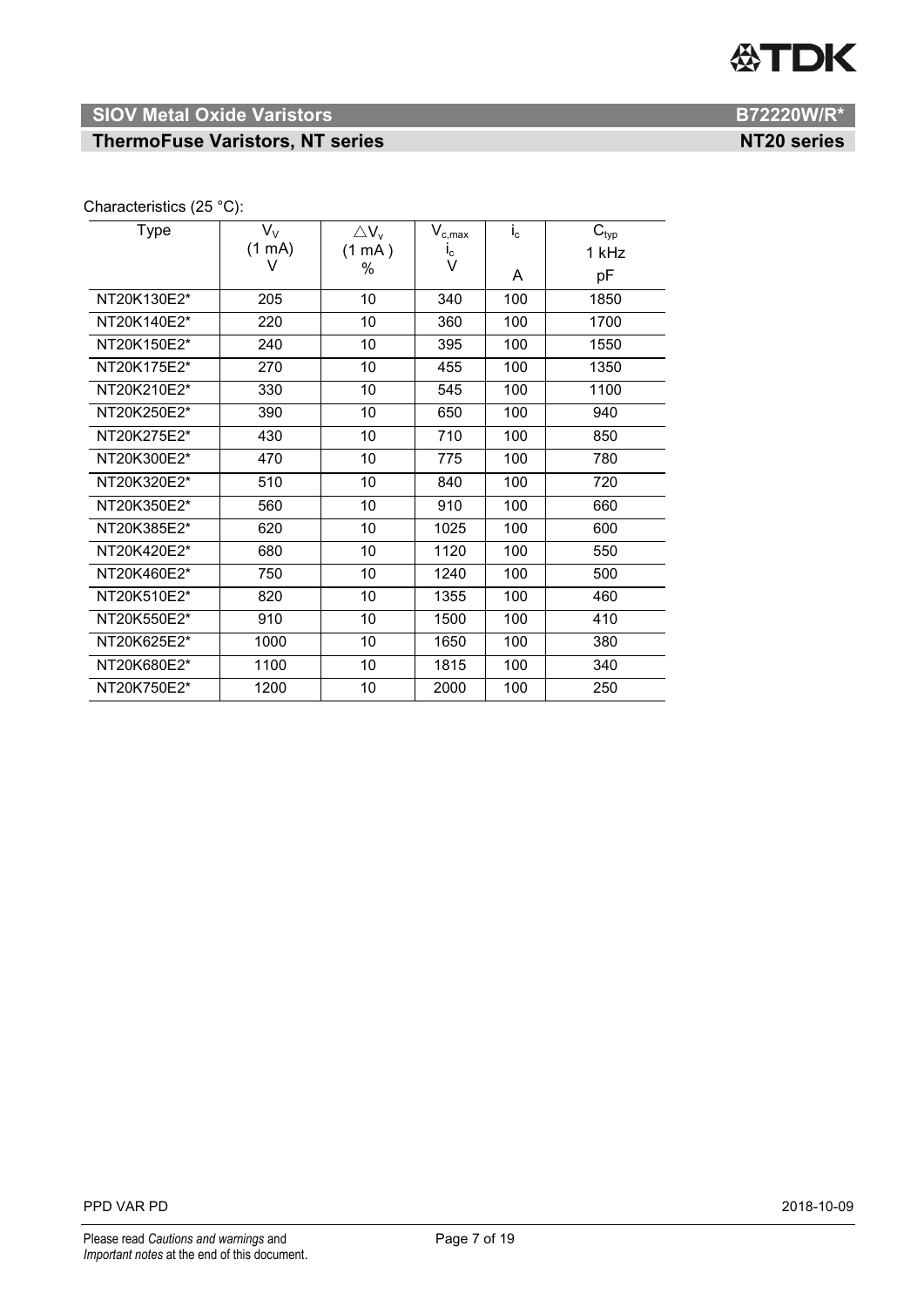## SIOV Metal Oxide Varistors — B72220W/R*

### ThermoFuse Varistors, NT series — NT20 series

Characteristics (25 °C):

| Type | $V_V$ (1 mA) V | $\triangle V_v$ (1 mA) % | $V_{c,max}$ $i_c$ V | $i_c$ A | $C_{typ}$ 1 kHz pF |
|---|---|---|---|---|---|
| NT20K130E2* | 205 | 10 | 340 | 100 | 1850 |
| NT20K140E2* | 220 | 10 | 360 | 100 | 1700 |
| NT20K150E2* | 240 | 10 | 395 | 100 | 1550 |
| NT20K175E2* | 270 | 10 | 455 | 100 | 1350 |
| NT20K210E2* | 330 | 10 | 545 | 100 | 1100 |
| NT20K250E2* | 390 | 10 | 650 | 100 | 940 |
| NT20K275E2* | 430 | 10 | 710 | 100 | 850 |
| NT20K300E2* | 470 | 10 | 775 | 100 | 780 |
| NT20K320E2* | 510 | 10 | 840 | 100 | 720 |
| NT20K350E2* | 560 | 10 | 910 | 100 | 660 |
| NT20K385E2* | 620 | 10 | 1025 | 100 | 600 |
| NT20K420E2* | 680 | 10 | 1120 | 100 | 550 |
| NT20K460E2* | 750 | 10 | 1240 | 100 | 500 |
| NT20K510E2* | 820 | 10 | 1355 | 100 | 460 |
| NT20K550E2* | 910 | 10 | 1500 | 100 | 410 |
| NT20K625E2* | 1000 | 10 | 1650 | 100 | 380 |
| NT20K680E2* | 1100 | 10 | 1815 | 100 | 340 |
| NT20K750E2* | 1200 | 10 | 2000 | 100 | 250 |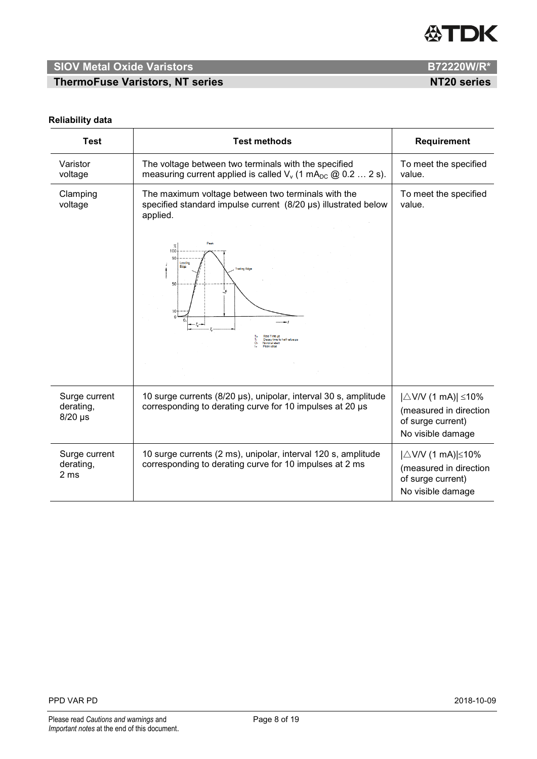**Reliability data**

| Test | Test methods | Requirement |
|---|---|---|
| Varistor voltage | The voltage between two terminals with the specified measuring current applied is called $V_v$ (1 $mA_{DC}$ @ 0.2 … 2 s). | To meet the specified value. |
| Clamping voltage | The maximum voltage between two terminals with the specified standard impulse current (8/20 µs) illustrated below applied. | To meet the specified value. |
| Surge current derating, 8/20 µs | 10 surge currents (8/20 µs), unipolar, interval 30 s, amplitude corresponding to derating curve for 10 impulses at 20 µs | $\lvert\triangle V/V$ (1 mA)$\rvert \leq 10\%$ (measured in direction of surge current) No visible damage |
| Surge current derating, 2 ms | 10 surge currents (2 ms), unipolar, interval 120 s, amplitude corresponding to derating curve for 10 impulses at 2 ms | $\lvert\triangle V/V$ (1 mA)$\rvert \leq 10\%$ (measured in direction of surge current) No visible damage |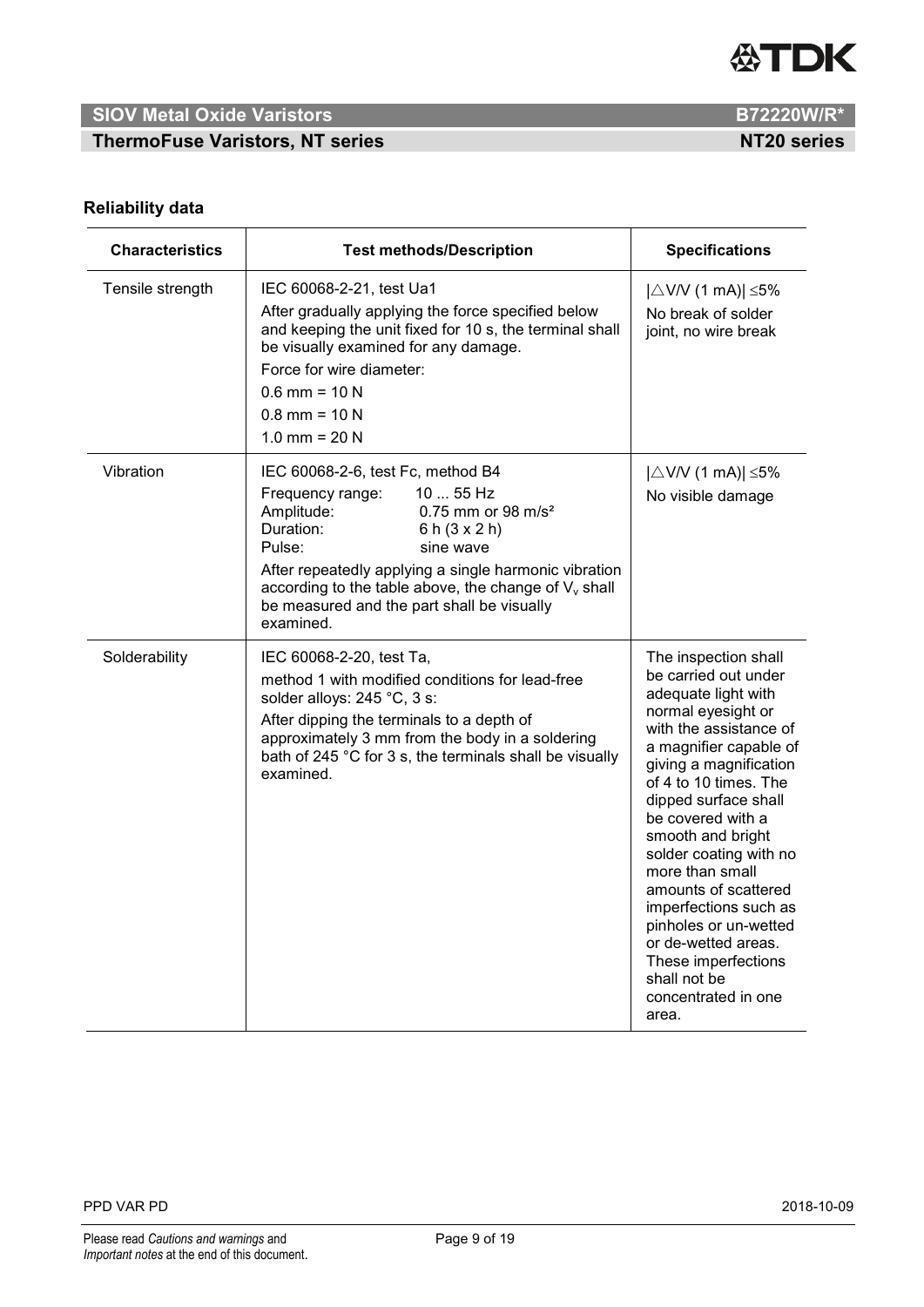## Reliability data

| Characteristics | Test methods/Description | Specifications |
|---|---|---|
| Tensile strength | IEC 60068-2-21, test Ua1<br>After gradually applying the force specified below and keeping the unit fixed for 10 s, the terminal shall be visually examined for any damage.<br>Force for wire diameter:<br>0.6 mm = 10 N<br>0.8 mm = 10 N<br>1.0 mm = 20 N | $\lvert \triangle V/V \text{ (1 mA)} \rvert \leq 5\%$<br>No break of solder joint, no wire break |
| Vibration | IEC 60068-2-6, test Fc, method B4<br>Frequency range: 10 ... 55 Hz<br>Amplitude: 0.75 mm or 98 m/s²<br>Duration: 6 h (3 x 2 h)<br>Pulse: sine wave<br>After repeatedly applying a single harmonic vibration according to the table above, the change of $V_v$ shall be measured and the part shall be visually examined. | $\lvert \triangle V/V \text{ (1 mA)} \rvert \leq 5\%$<br>No visible damage |
| Solderability | IEC 60068-2-20, test Ta,<br>method 1 with modified conditions for lead-free solder alloys: 245 °C, 3 s:<br>After dipping the terminals to a depth of approximately 3 mm from the body in a soldering bath of 245 °C for 3 s, the terminals shall be visually examined. | The inspection shall be carried out under adequate light with normal eyesight or with the assistance of a magnifier capable of giving a magnification of 4 to 10 times. The dipped surface shall be covered with a smooth and bright solder coating with no more than small amounts of scattered imperfections such as pinholes or un-wetted or de-wetted areas. These imperfections shall not be concentrated in one area. |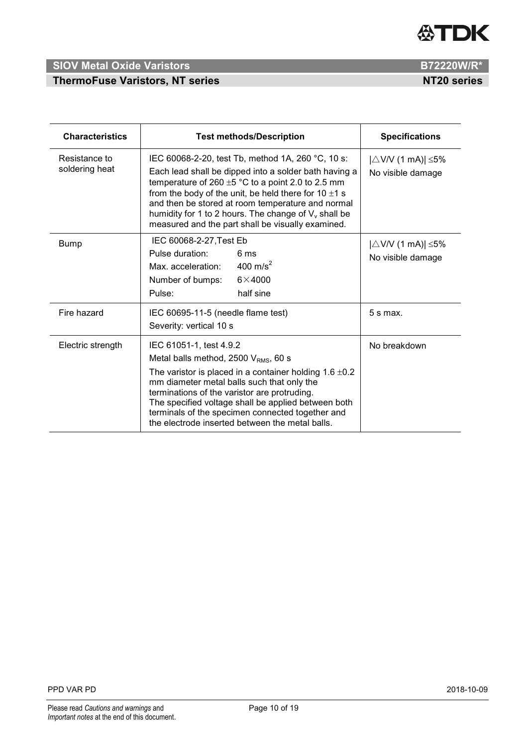| Characteristics | Test methods/Description | Specifications |
|---|---|---|
| Resistance to soldering heat | IEC 60068-2-20, test Tb, method 1A, 260 °C, 10 s:<br>Each lead shall be dipped into a solder bath having a temperature of 260 ±5 °C to a point 2.0 to 2.5 mm from the body of the unit, be held there for 10 ±1 s and then be stored at room temperature and normal humidity for 1 to 2 hours. The change of $V_v$ shall be measured and the part shall be visually examined. | $\lvert \Delta V/V$ (1 mA)$\rvert \leq 5\%$<br>No visible damage |
| Bump | IEC 60068-2-27,Test Eb<br>Pulse duration: 6 ms<br>Max. acceleration: 400 $m/s^2$<br>Number of bumps: 6×4000<br>Pulse: half sine | $\lvert \Delta V/V$ (1 mA)$\rvert \leq 5\%$<br>No visible damage |
| Fire hazard | IEC 60695-11-5 (needle flame test)<br>Severity: vertical 10 s | 5 s max. |
| Electric strength | IEC 61051-1, test 4.9.2<br>Metal balls method, 2500 $V_{RMS}$, 60 s<br>The varistor is placed in a container holding 1.6 ±0.2 mm diameter metal balls such that only the terminations of the varistor are protruding.<br>The specified voltage shall be applied between both terminals of the specimen connected together and the electrode inserted between the metal balls. | No breakdown |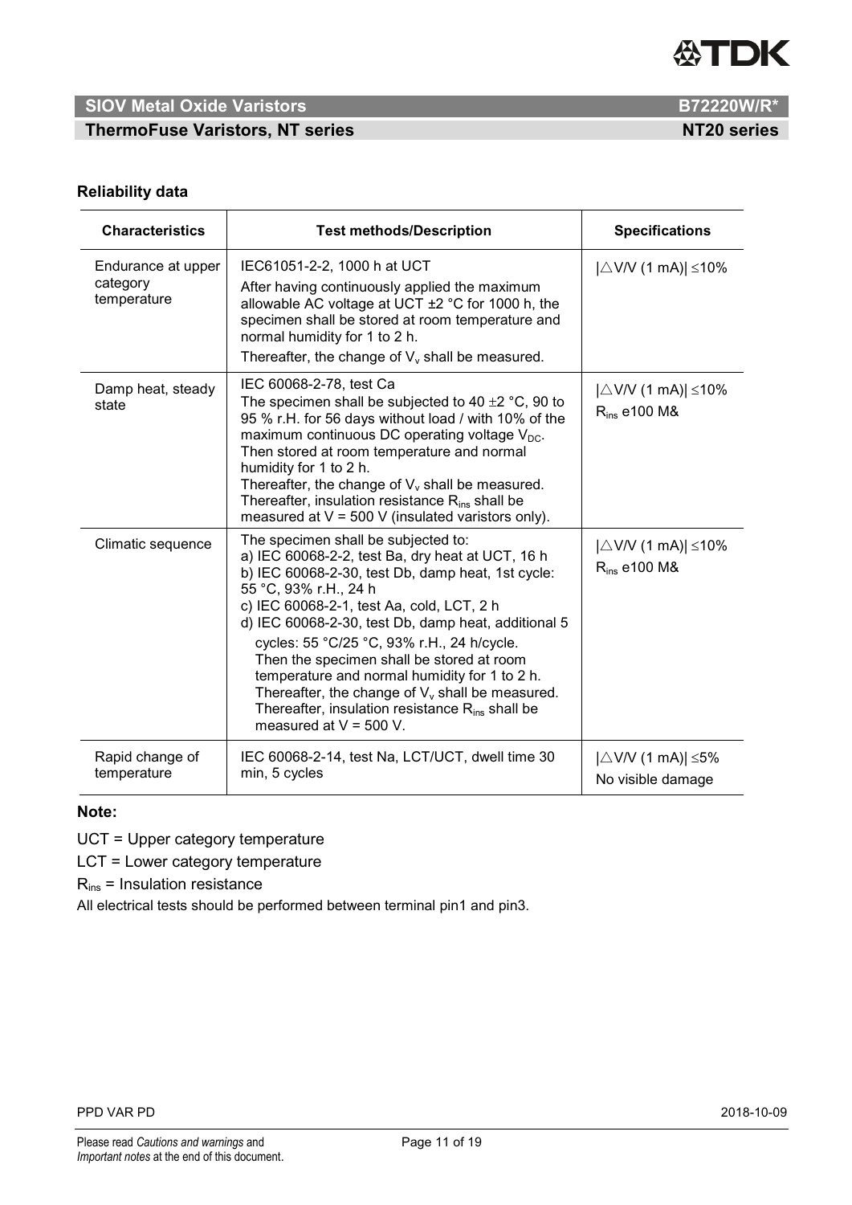## Reliability data

| Characteristics | Test methods/Description | Specifications |
|---|---|---|
| Endurance at upper category temperature | IEC61051-2-2, 1000 h at UCT<br>After having continuously applied the maximum allowable AC voltage at UCT ±2 °C for 1000 h, the specimen shall be stored at room temperature and normal humidity for 1 to 2 h.<br>Thereafter, the change of $V_v$ shall be measured. | $\|\triangle V/V\ (1\ mA)\| \leq 10\%$ |
| Damp heat, steady state | IEC 60068-2-78, test Ca<br>The specimen shall be subjected to 40 ±2 °C, 90 to 95 % r.H. for 56 days without load / with 10% of the maximum continuous DC operating voltage $V_{DC}$. Then stored at room temperature and normal humidity for 1 to 2 h.<br>Thereafter, the change of $V_v$ shall be measured. Thereafter, insulation resistance $R_{ins}$ shall be measured at V = 500 V (insulated varistors only). | $\|\triangle V/V\ (1\ mA)\| \leq 10\%$<br>$R_{ins}$ e100 M& |
| Climatic sequence | The specimen shall be subjected to:<br>a) IEC 60068-2-2, test Ba, dry heat at UCT, 16 h<br>b) IEC 60068-2-30, test Db, damp heat, 1st cycle: 55 °C, 93% r.H., 24 h<br>c) IEC 60068-2-1, test Aa, cold, LCT, 2 h<br>d) IEC 60068-2-30, test Db, damp heat, additional 5 cycles: 55 °C/25 °C, 93% r.H., 24 h/cycle.<br>Then the specimen shall be stored at room temperature and normal humidity for 1 to 2 h.<br>Thereafter, the change of $V_v$ shall be measured. Thereafter, insulation resistance $R_{ins}$ shall be measured at V = 500 V. | $\|\triangle V/V\ (1\ mA)\| \leq 10\%$<br>$R_{ins}$ e100 M& |
| Rapid change of temperature | IEC 60068-2-14, test Na, LCT/UCT, dwell time 30 min, 5 cycles | $\|\triangle V/V\ (1\ mA)\| \leq 5\%$<br>No visible damage |

**Note:**

UCT = Upper category temperature

LCT = Lower category temperature

$R_{ins}$ = Insulation resistance

All electrical tests should be performed between terminal pin1 and pin3.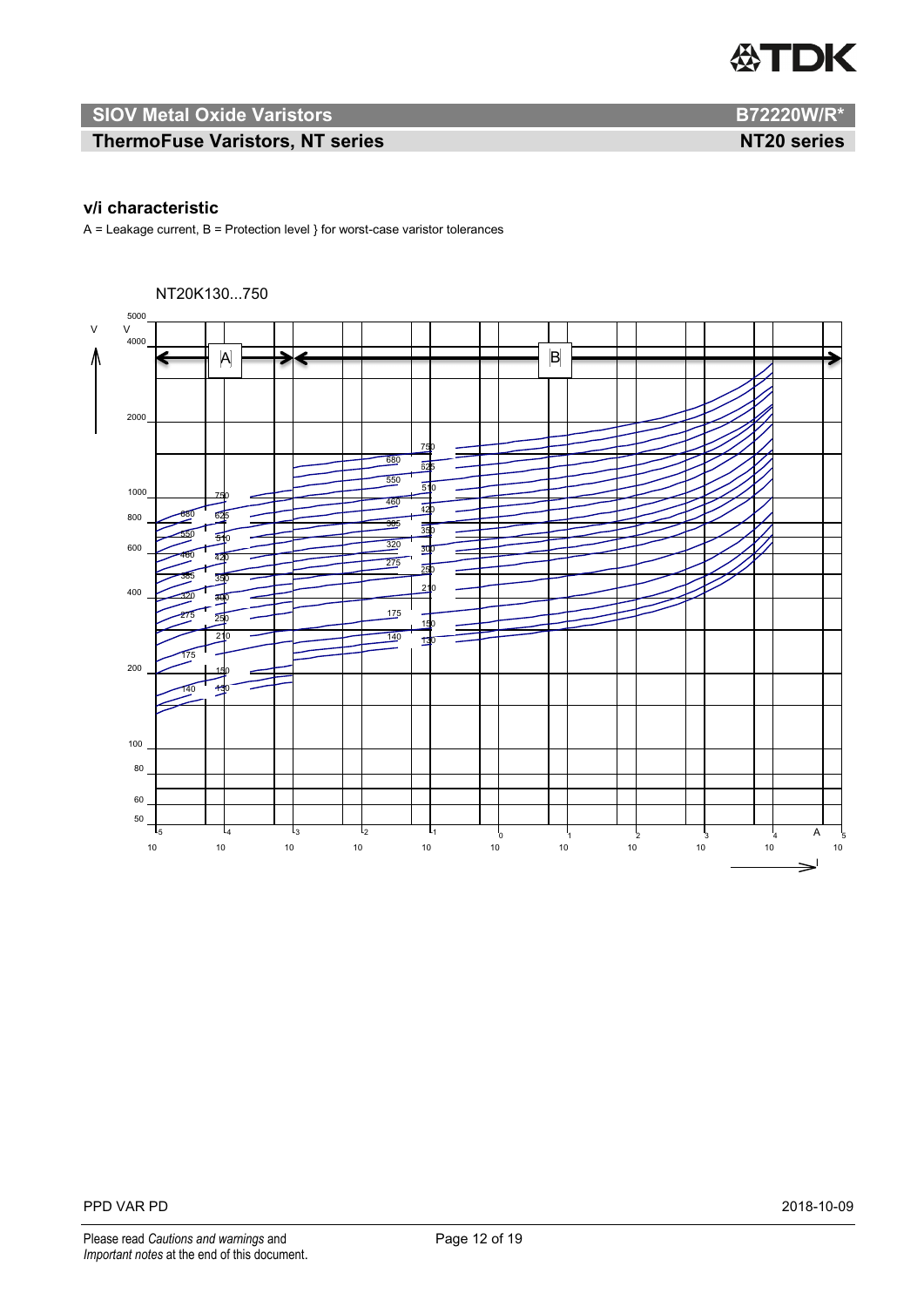## v/i characteristic

A = Leakage current, B = Protection level } for worst-case varistor tolerances

NT20K130...750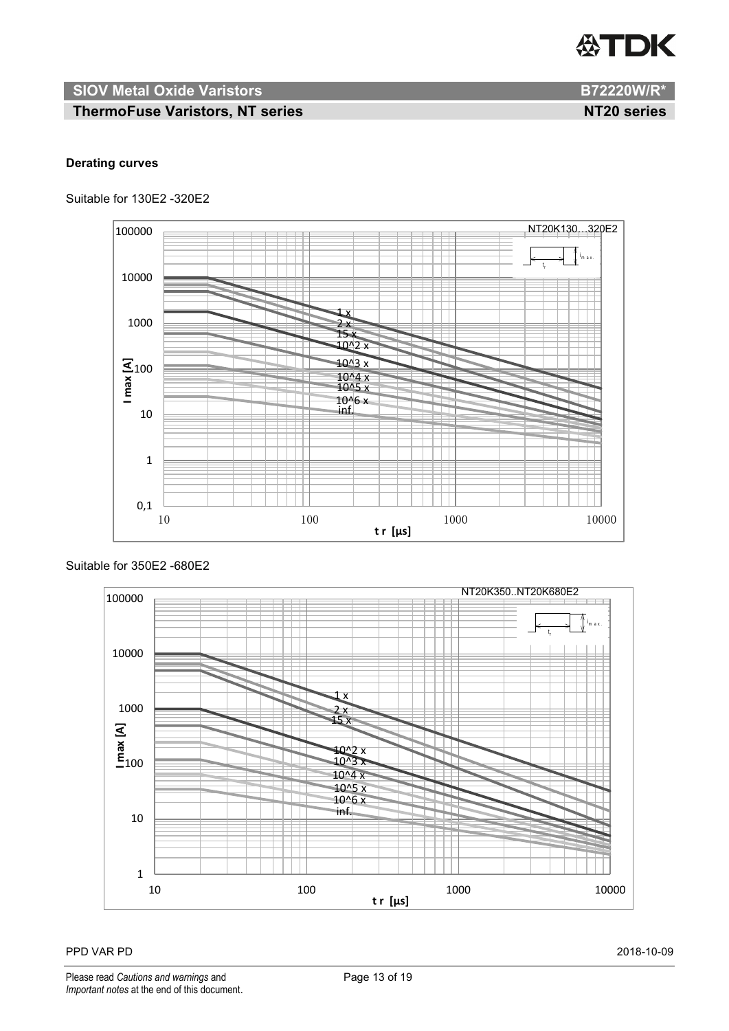**Derating curves**

Suitable for 130E2 -320E2

Suitable for 350E2 -680E2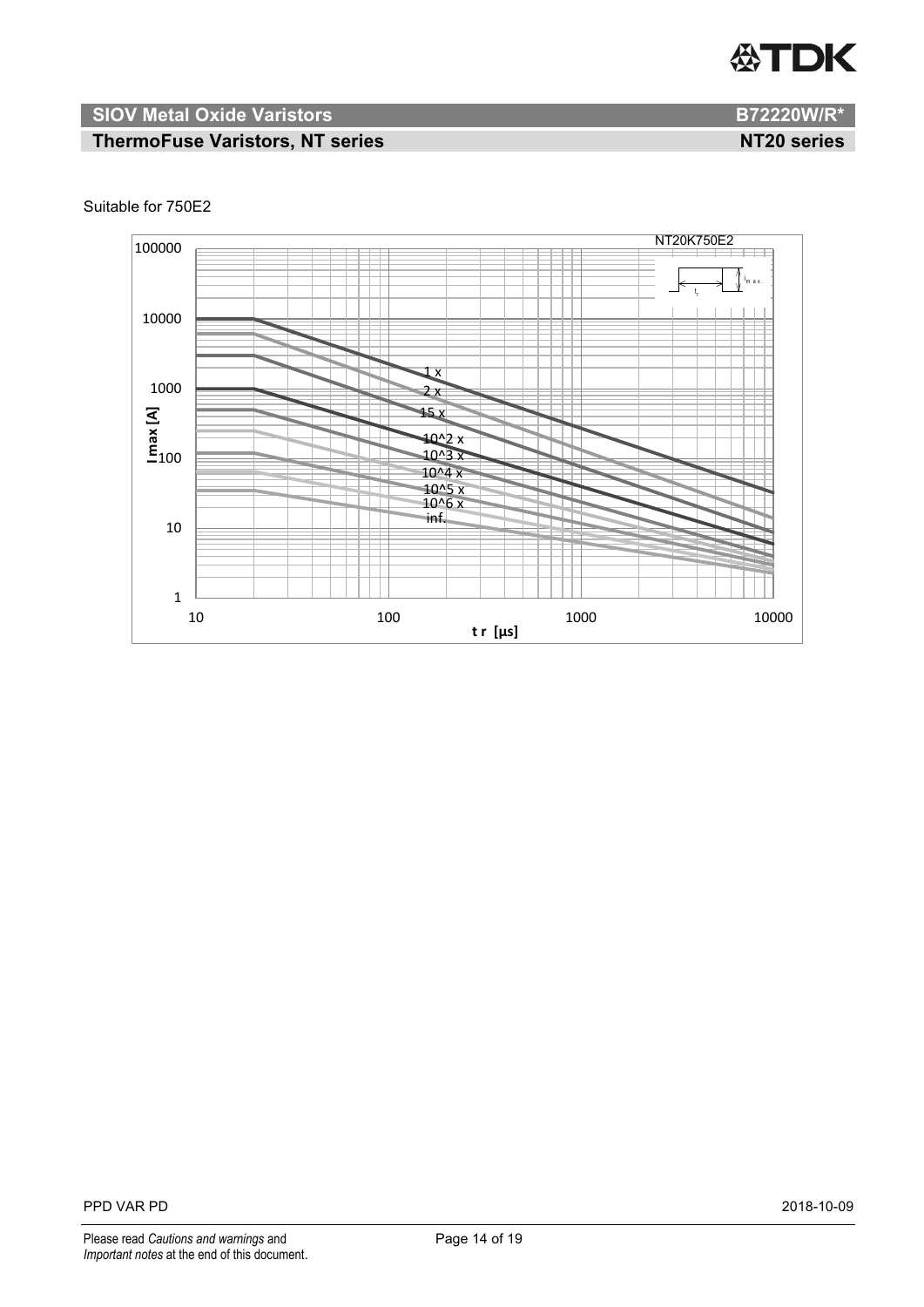## SIOV Metal Oxide Varistors — B72220W/R*

## ThermoFuse Varistors, NT series — NT20 series

Suitable for 750E2

NT20K750E2

$I_{max}$ [A]

t r [µs]

1 x
2 x
15 x
10^2 x
10^3 x
10^4 x
10^5 x
10^6 x
inf.

PPD VAR PD 2018-10-09

Please read *Cautions and warnings* and *Important notes* at the end of this document.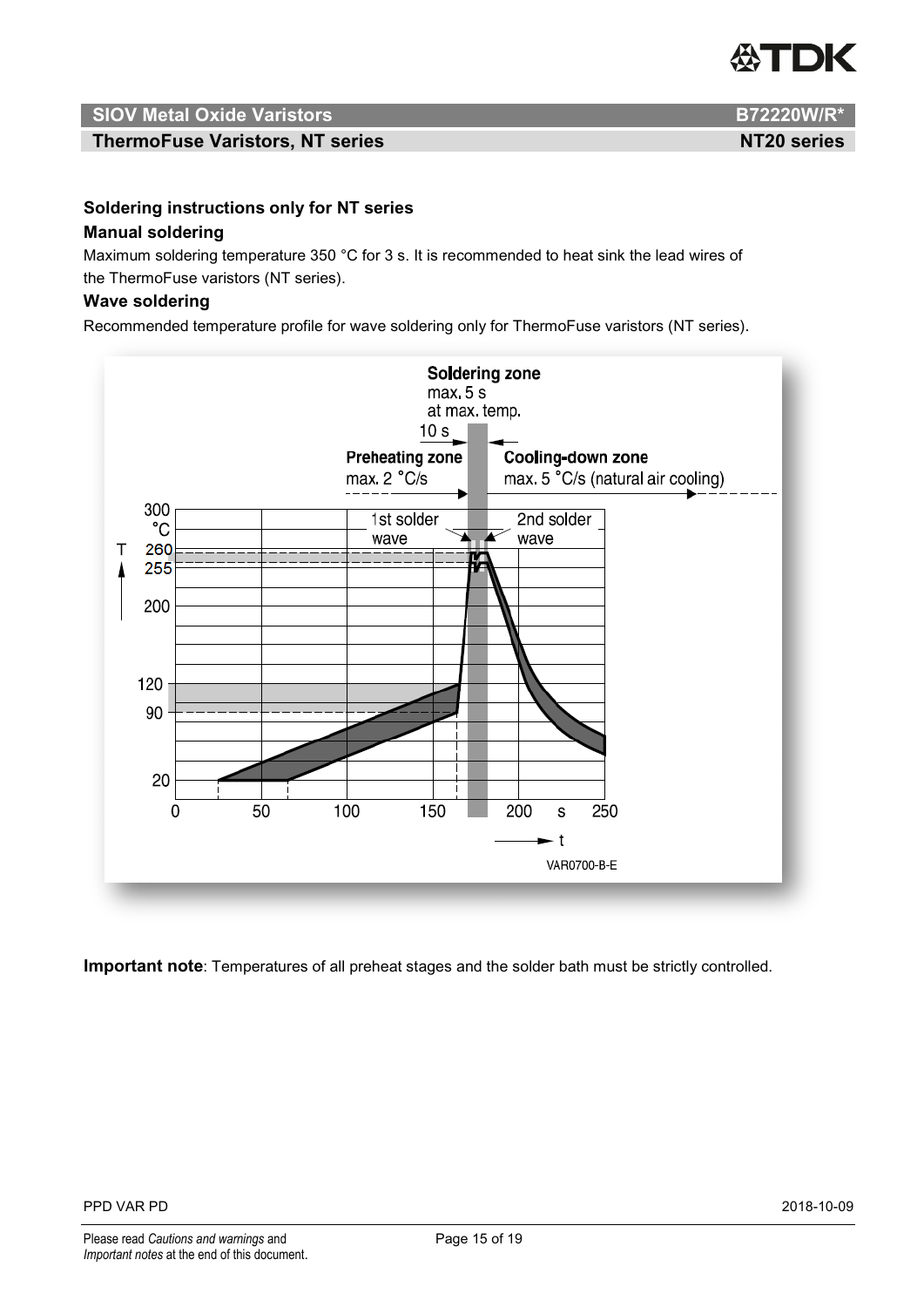## Soldering instructions only for NT series

### Manual soldering

Maximum soldering temperature 350 °C for 3 s. It is recommended to heat sink the lead wires of the ThermoFuse varistors (NT series).

### Wave soldering

Recommended temperature profile for wave soldering only for ThermoFuse varistors (NT series).

**Important note**: Temperatures of all preheat stages and the solder bath must be strictly controlled.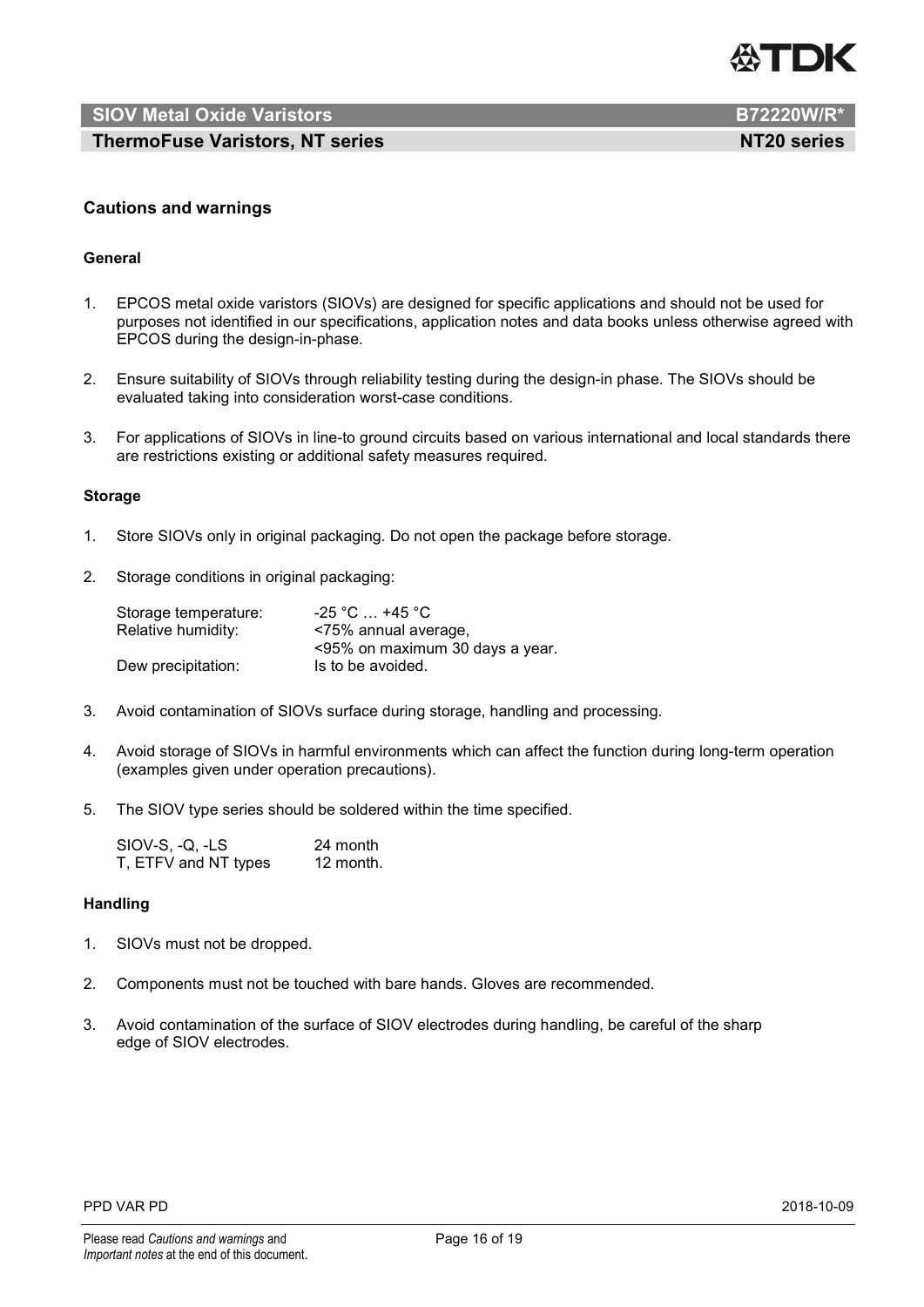## Cautions and warnings

### General

1. EPCOS metal oxide varistors (SIOVs) are designed for specific applications and should not be used for purposes not identified in our specifications, application notes and data books unless otherwise agreed with EPCOS during the design-in-phase.

2. Ensure suitability of SIOVs through reliability testing during the design-in phase. The SIOVs should be evaluated taking into consideration worst-case conditions.

3. For applications of SIOVs in line-to ground circuits based on various international and local standards there are restrictions existing or additional safety measures required.

### Storage

1. Store SIOVs only in original packaging. Do not open the package before storage.

2. Storage conditions in original packaging:

   | | |
   |---|---|
   | Storage temperature: | -25 °C … +45 °C |
   | Relative humidity: | <75% annual average, <95% on maximum 30 days a year. |
   | Dew precipitation: | Is to be avoided. |

3. Avoid contamination of SIOVs surface during storage, handling and processing.

4. Avoid storage of SIOVs in harmful environments which can affect the function during long-term operation (examples given under operation precautions).

5. The SIOV type series should be soldered within the time specified.

   | | |
   |---|---|
   | SIOV-S, -Q, -LS | 24 month |
   | T, ETFV and NT types | 12 month. |

### Handling

1. SIOVs must not be dropped.

2. Components must not be touched with bare hands. Gloves are recommended.

3. Avoid contamination of the surface of SIOV electrodes during handling, be careful of the sharp edge of SIOV electrodes.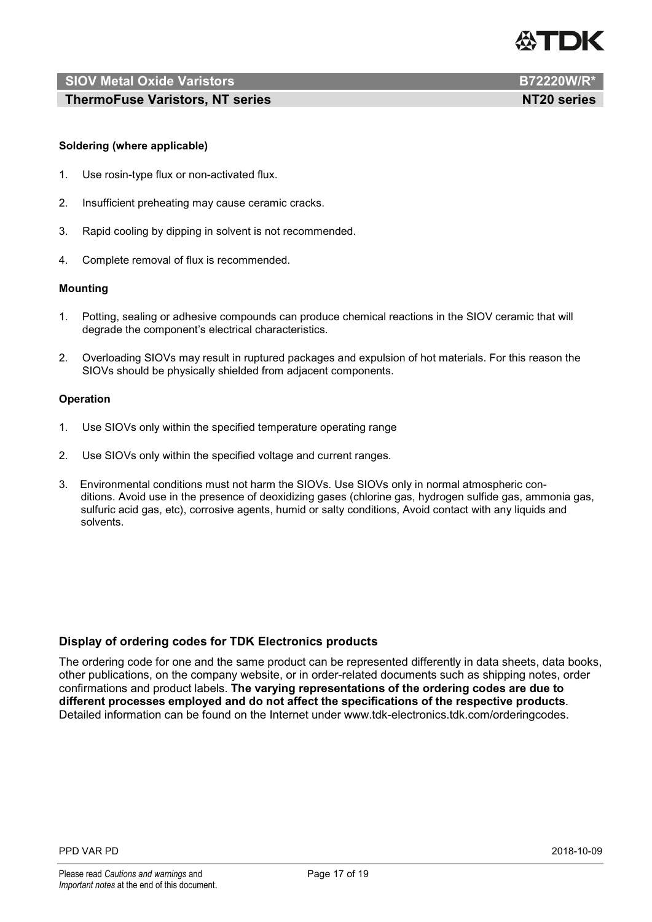**Soldering (where applicable)**

1. Use rosin-type flux or non-activated flux.
2. Insufficient preheating may cause ceramic cracks.
3. Rapid cooling by dipping in solvent is not recommended.
4. Complete removal of flux is recommended.

**Mounting**

1. Potting, sealing or adhesive compounds can produce chemical reactions in the SIOV ceramic that will degrade the component's electrical characteristics.
2. Overloading SIOVs may result in ruptured packages and expulsion of hot materials. For this reason the SIOVs should be physically shielded from adjacent components.

**Operation**

1. Use SIOVs only within the specified temperature operating range
2. Use SIOVs only within the specified voltage and current ranges.
3. Environmental conditions must not harm the SIOVs. Use SIOVs only in normal atmospheric conditions. Avoid use in the presence of deoxidizing gases (chlorine gas, hydrogen sulfide gas, ammonia gas, sulfuric acid gas, etc), corrosive agents, humid or salty conditions, Avoid contact with any liquids and solvents.

## Display of ordering codes for TDK Electronics products

The ordering code for one and the same product can be represented differently in data sheets, data books, other publications, on the company website, or in order-related documents such as shipping notes, order confirmations and product labels. **The varying representations of the ordering codes are due to different processes employed and do not affect the specifications of the respective products**. Detailed information can be found on the Internet under www.tdk-electronics.tdk.com/orderingcodes.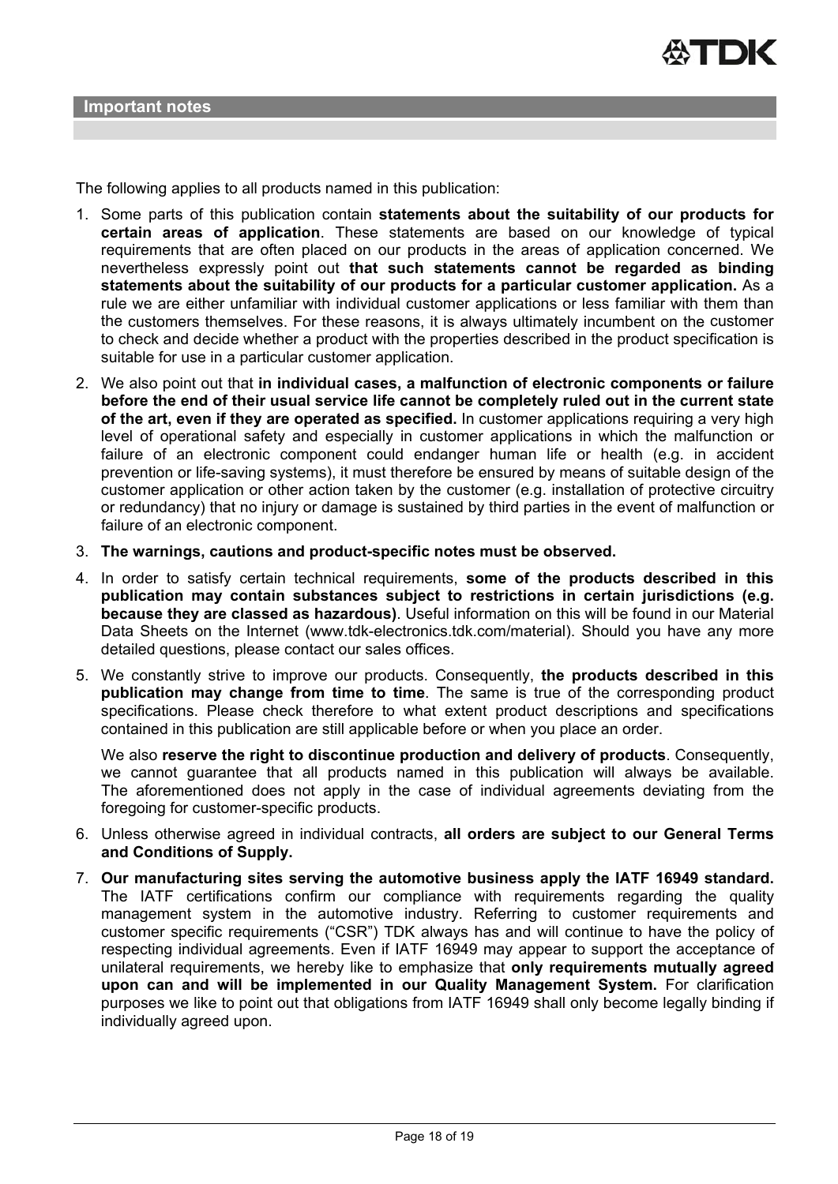## Important notes

The following applies to all products named in this publication:

1. Some parts of this publication contain **statements about the suitability of our products for certain areas of application**. These statements are based on our knowledge of typical requirements that are often placed on our products in the areas of application concerned. We nevertheless expressly point out **that such statements cannot be regarded as binding statements about the suitability of our products for a particular customer application.** As a rule we are either unfamiliar with individual customer applications or less familiar with them than the customers themselves. For these reasons, it is always ultimately incumbent on the customer to check and decide whether a product with the properties described in the product specification is suitable for use in a particular customer application.
2. We also point out that **in individual cases, a malfunction of electronic components or failure before the end of their usual service life cannot be completely ruled out in the current state of the art, even if they are operated as specified.** In customer applications requiring a very high level of operational safety and especially in customer applications in which the malfunction or failure of an electronic component could endanger human life or health (e.g. in accident prevention or life-saving systems), it must therefore be ensured by means of suitable design of the customer application or other action taken by the customer (e.g. installation of protective circuitry or redundancy) that no injury or damage is sustained by third parties in the event of malfunction or failure of an electronic component.
3. **The warnings, cautions and product-specific notes must be observed.**
4. In order to satisfy certain technical requirements, **some of the products described in this publication may contain substances subject to restrictions in certain jurisdictions (e.g. because they are classed as hazardous)**. Useful information on this will be found in our Material Data Sheets on the Internet (www.tdk-electronics.tdk.com/material). Should you have any more detailed questions, please contact our sales offices.
5. We constantly strive to improve our products. Consequently, **the products described in this publication may change from time to time**. The same is true of the corresponding product specifications. Please check therefore to what extent product descriptions and specifications contained in this publication are still applicable before or when you place an order.

   We also **reserve the right to discontinue production and delivery of products**. Consequently, we cannot guarantee that all products named in this publication will always be available. The aforementioned does not apply in the case of individual agreements deviating from the foregoing for customer-specific products.
6. Unless otherwise agreed in individual contracts, **all orders are subject to our General Terms and Conditions of Supply.**
7. **Our manufacturing sites serving the automotive business apply the IATF 16949 standard.** The IATF certifications confirm our compliance with requirements regarding the quality management system in the automotive industry. Referring to customer requirements and customer specific requirements ("CSR") TDK always has and will continue to have the policy of respecting individual agreements. Even if IATF 16949 may appear to support the acceptance of unilateral requirements, we hereby like to emphasize that **only requirements mutually agreed upon can and will be implemented in our Quality Management System.** For clarification purposes we like to point out that obligations from IATF 16949 shall only become legally binding if individually agreed upon.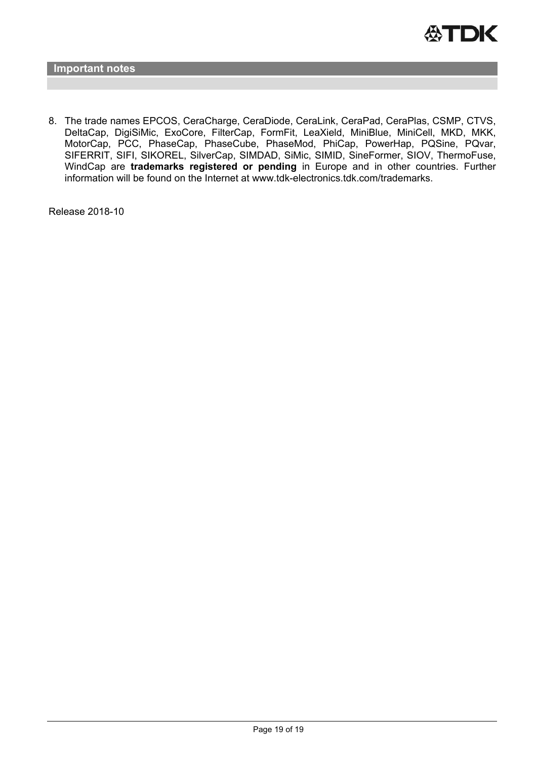## Important notes

8. The trade names EPCOS, CeraCharge, CeraDiode, CeraLink, CeraPad, CeraPlas, CSMP, CTVS, DeltaCap, DigiSiMic, ExoCore, FilterCap, FormFit, LeaXield, MiniBlue, MiniCell, MKD, MKK, MotorCap, PCC, PhaseCap, PhaseCube, PhaseMod, PhiCap, PowerHap, PQSine, PQvar, SIFERRIT, SIFI, SIKOREL, SilverCap, SIMDAD, SiMic, SIMID, SineFormer, SIOV, ThermoFuse, WindCap are **trademarks registered or pending** in Europe and in other countries. Further information will be found on the Internet at www.tdk-electronics.tdk.com/trademarks.

Release 2018-10